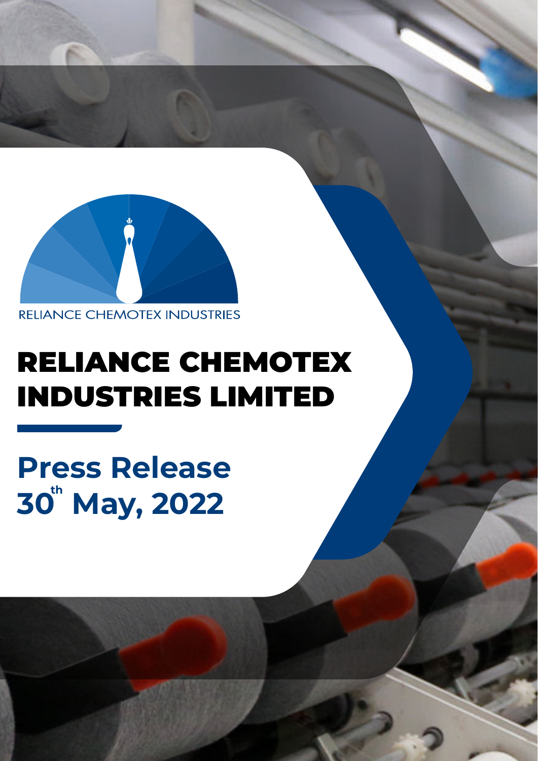RELIANCE CHEMOTEX INDUSTRIES

# RELIANCE CHEMOTEX INDUSTRIES LIMITED

## Press Release
## 30th May, 2022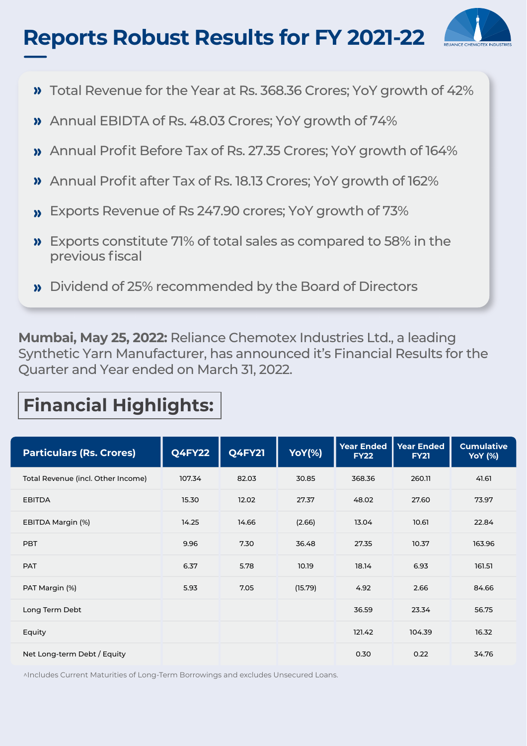# Reports Robust Results for FY 2021-22

- Total Revenue for the Year at Rs. 368.36 Crores; YoY growth of 42%
- Annual EBIDTA of Rs. 48.03 Crores; YoY growth of 74%
- Annual Profit Before Tax of Rs. 27.35 Crores; YoY growth of 164%
- Annual Profit after Tax of Rs. 18.13 Crores; YoY growth of 162%
- Exports Revenue of Rs 247.90 crores; YoY growth of 73%
- Exports constitute 71% of total sales as compared to 58% in the previous fiscal
- Dividend of 25% recommended by the Board of Directors

**Mumbai, May 25, 2022:** Reliance Chemotex Industries Ltd., a leading Synthetic Yarn Manufacturer, has announced it's Financial Results for the Quarter and Year ended on March 31, 2022.

## Financial Highlights:

| Particulars (Rs. Crores) | Q4FY22 | Q4FY21 | YoY(%) | Year Ended FY22 | Year Ended FY21 | Cumulative YoY (%) |
|---|---|---|---|---|---|---|
| Total Revenue (incl. Other Income) | 107.34 | 82.03 | 30.85 | 368.36 | 260.11 | 41.61 |
| EBITDA | 15.30 | 12.02 | 27.37 | 48.02 | 27.60 | 73.97 |
| EBITDA Margin (%) | 14.25 | 14.66 | (2.66) | 13.04 | 10.61 | 22.84 |
| PBT | 9.96 | 7.30 | 36.48 | 27.35 | 10.37 | 163.96 |
| PAT | 6.37 | 5.78 | 10.19 | 18.14 | 6.93 | 161.51 |
| PAT Margin (%) | 5.93 | 7.05 | (15.79) | 4.92 | 2.66 | 84.66 |
| Long Term Debt | | | | 36.59 | 23.34 | 56.75 |
| Equity | | | | 121.42 | 104.39 | 16.32 |
| Net Long-term Debt / Equity | | | | 0.30 | 0.22 | 34.76 |

^Includes Current Maturities of Long-Term Borrowings and excludes Unsecured Loans.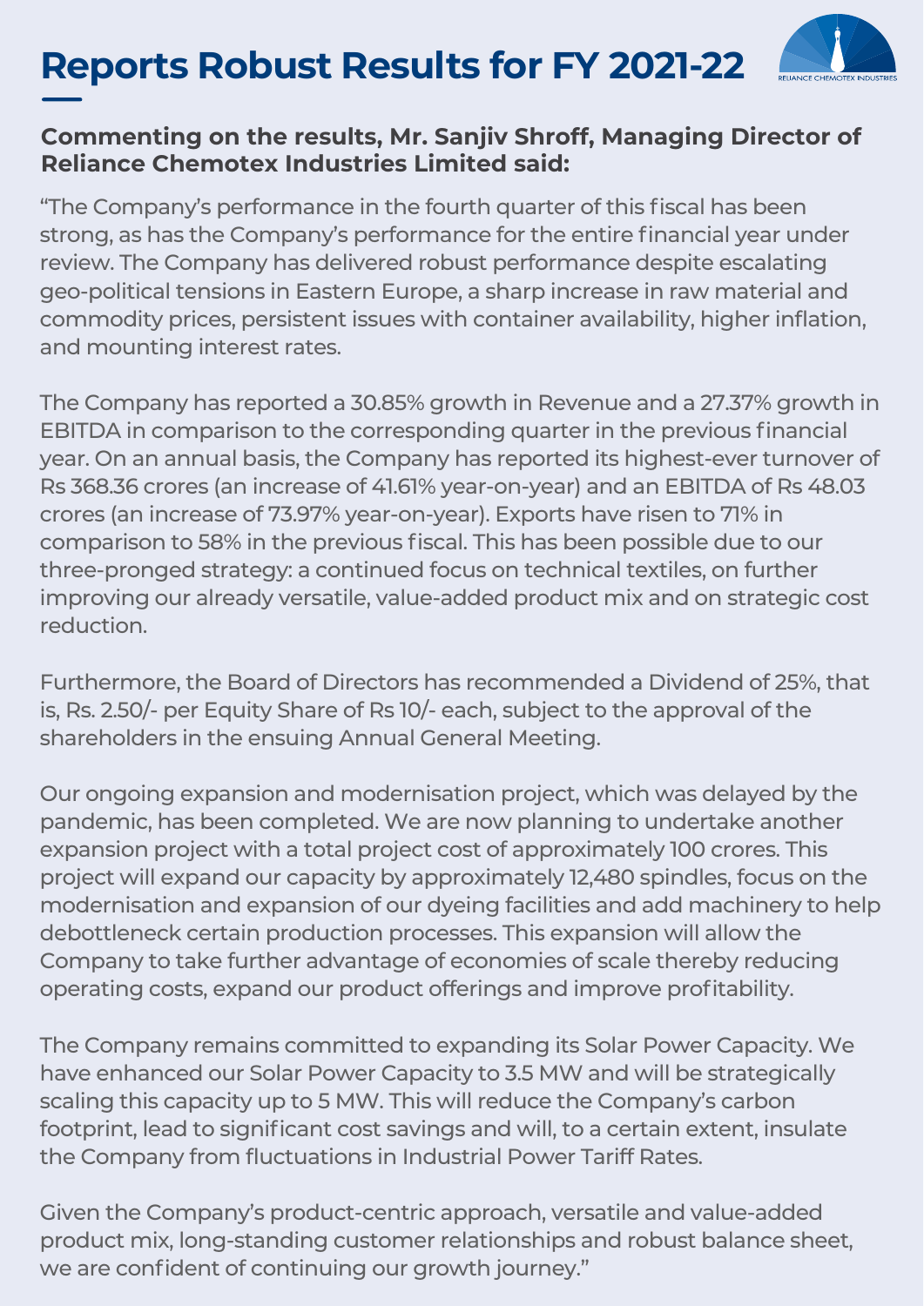# Reports Robust Results for FY 2021-22

**Commenting on the results, Mr. Sanjiv Shroff, Managing Director of Reliance Chemotex Industries Limited said:**

"The Company's performance in the fourth quarter of this fiscal has been strong, as has the Company's performance for the entire financial year under review. The Company has delivered robust performance despite escalating geo-political tensions in Eastern Europe, a sharp increase in raw material and commodity prices, persistent issues with container availability, higher inflation, and mounting interest rates.

The Company has reported a 30.85% growth in Revenue and a 27.37% growth in EBITDA in comparison to the corresponding quarter in the previous financial year. On an annual basis, the Company has reported its highest-ever turnover of Rs 368.36 crores (an increase of 41.61% year-on-year) and an EBITDA of Rs 48.03 crores (an increase of 73.97% year-on-year). Exports have risen to 71% in comparison to 58% in the previous fiscal. This has been possible due to our three-pronged strategy: a continued focus on technical textiles, on further improving our already versatile, value-added product mix and on strategic cost reduction.

Furthermore, the Board of Directors has recommended a Dividend of 25%, that is, Rs. 2.50/- per Equity Share of Rs 10/- each, subject to the approval of the shareholders in the ensuing Annual General Meeting.

Our ongoing expansion and modernisation project, which was delayed by the pandemic, has been completed. We are now planning to undertake another expansion project with a total project cost of approximately 100 crores. This project will expand our capacity by approximately 12,480 spindles, focus on the modernisation and expansion of our dyeing facilities and add machinery to help debottleneck certain production processes. This expansion will allow the Company to take further advantage of economies of scale thereby reducing operating costs, expand our product offerings and improve profitability.

The Company remains committed to expanding its Solar Power Capacity. We have enhanced our Solar Power Capacity to 3.5 MW and will be strategically scaling this capacity up to 5 MW. This will reduce the Company's carbon footprint, lead to significant cost savings and will, to a certain extent, insulate the Company from fluctuations in Industrial Power Tariff Rates.

Given the Company's product-centric approach, versatile and value-added product mix, long-standing customer relationships and robust balance sheet, we are confident of continuing our growth journey."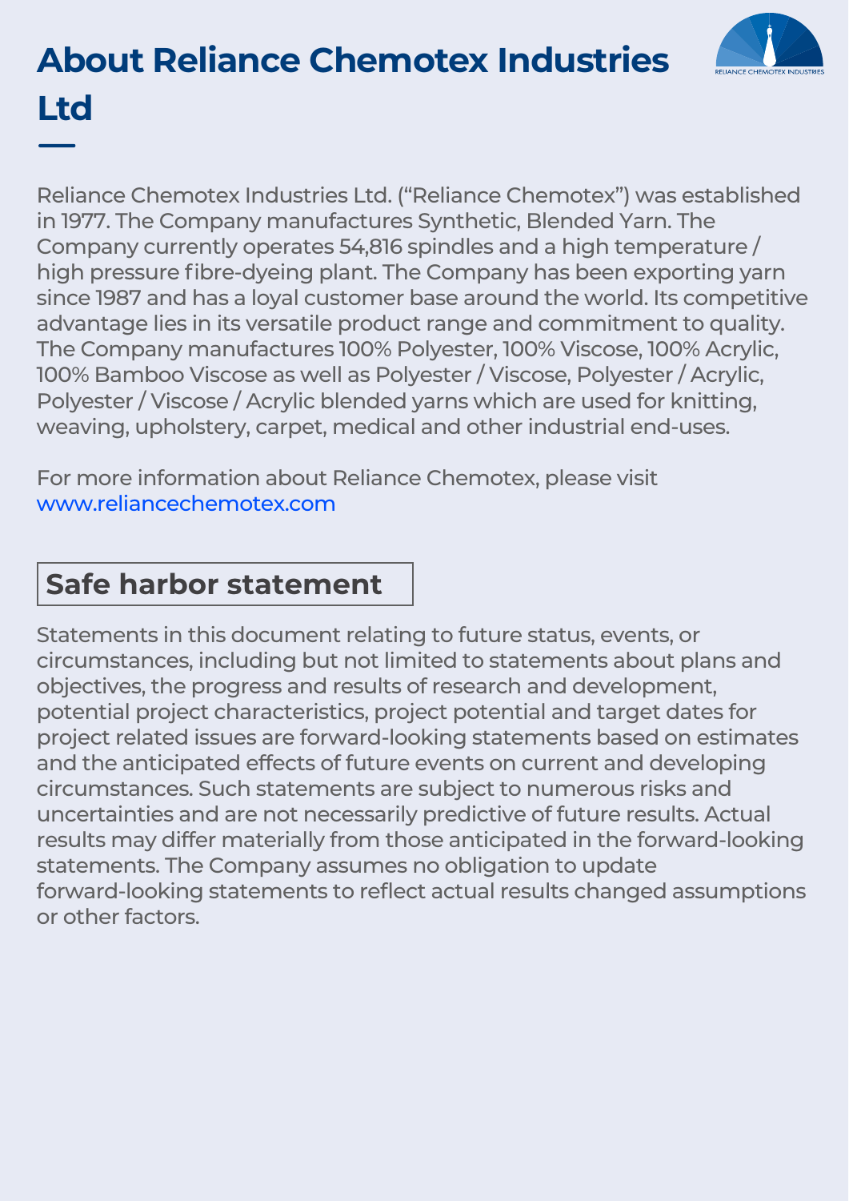# About Reliance Chemotex Industries Ltd

Reliance Chemotex Industries Ltd. ("Reliance Chemotex") was established in 1977. The Company manufactures Synthetic, Blended Yarn. The Company currently operates 54,816 spindles and a high temperature / high pressure fibre-dyeing plant. The Company has been exporting yarn since 1987 and has a loyal customer base around the world. Its competitive advantage lies in its versatile product range and commitment to quality. The Company manufactures 100% Polyester, 100% Viscose, 100% Acrylic, 100% Bamboo Viscose as well as Polyester / Viscose, Polyester / Acrylic, Polyester / Viscose / Acrylic blended yarns which are used for knitting, weaving, upholstery, carpet, medical and other industrial end-uses.

For more information about Reliance Chemotex, please visit www.reliancechemotex.com

## Safe harbor statement

Statements in this document relating to future status, events, or circumstances, including but not limited to statements about plans and objectives, the progress and results of research and development, potential project characteristics, project potential and target dates for project related issues are forward-looking statements based on estimates and the anticipated effects of future events on current and developing circumstances. Such statements are subject to numerous risks and uncertainties and are not necessarily predictive of future results. Actual results may differ materially from those anticipated in the forward-looking statements. The Company assumes no obligation to update forward-looking statements to reflect actual results changed assumptions or other factors.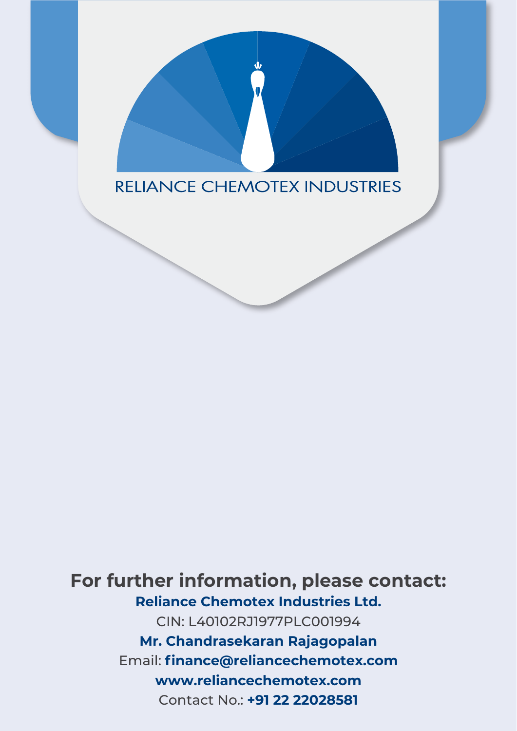RELIANCE CHEMOTEX INDUSTRIES

**For further information, please contact:**

**Reliance Chemotex Industries Ltd.**

CIN: L40102RJ1977PLC001994

**Mr. Chandrasekaran Rajagopalan**

Email: **finance@reliancechemotex.com**

**www.reliancechemotex.com**

Contact No.: **+91 22 22028581**